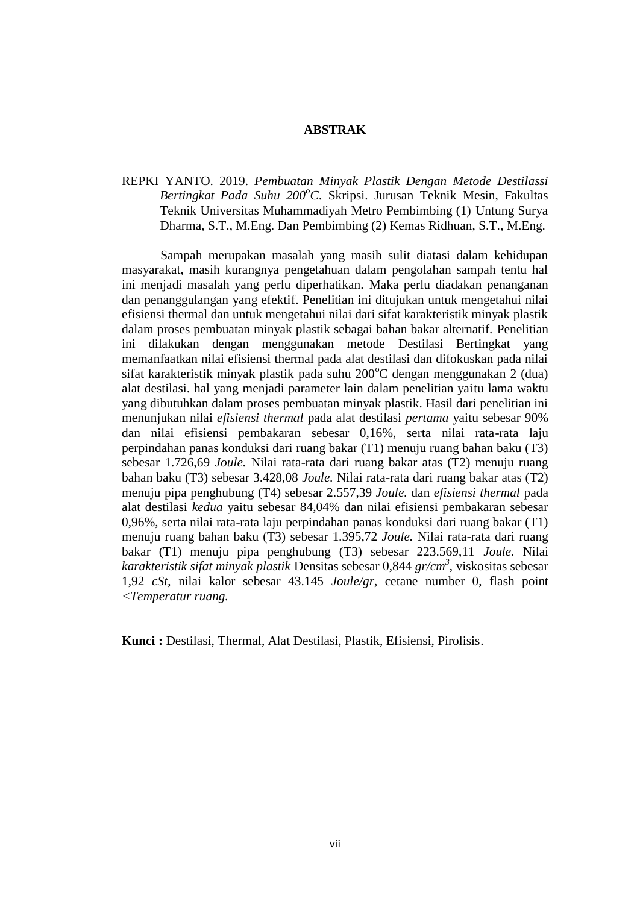# ABSTRAK

REPKI YANTO. 2019. *Pembuatan Minyak Plastik Dengan Metode Destilassi Bertingkat Pada Suhu 200$^o$C*. Skripsi. Jurusan Teknik Mesin, Fakultas Teknik Universitas Muhammadiyah Metro Pembimbing (1) Untung Surya Dharma, S.T., M.Eng. Dan Pembimbing (2) Kemas Ridhuan, S.T., M.Eng.

Sampah merupakan masalah yang masih sulit diatasi dalam kehidupan masyarakat, masih kurangnya pengetahuan dalam pengolahan sampah tentu hal ini menjadi masalah yang perlu diperhatikan. Maka perlu diadakan penanganan dan penanggulangan yang efektif. Penelitian ini ditujukan untuk mengetahui nilai efisiensi thermal dan untuk mengetahui nilai dari sifat karakteristik minyak plastik dalam proses pembuatan minyak plastik sebagai bahan bakar alternatif. Penelitian ini dilakukan dengan menggunakan metode Destilasi Bertingkat yang memanfaatkan nilai efisiensi thermal pada alat destilasi dan difokuskan pada nilai sifat karakteristik minyak plastik pada suhu 200$^o$C dengan menggunakan 2 (dua) alat destilasi. hal yang menjadi parameter lain dalam penelitian yaitu lama waktu yang dibutuhkan dalam proses pembuatan minyak plastik. Hasil dari penelitian ini menunjukan nilai *efisiensi thermal* pada alat destilasi *pertama* yaitu sebesar 90% dan nilai efisiensi pembakaran sebesar 0,16%, serta nilai rata-rata laju perpindahan panas konduksi dari ruang bakar (T1) menuju ruang bahan baku (T3) sebesar 1.726,69 *Joule.* Nilai rata-rata dari ruang bakar atas (T2) menuju ruang bahan baku (T3) sebesar 3.428,08 *Joule.* Nilai rata-rata dari ruang bakar atas (T2) menuju pipa penghubung (T4) sebesar 2.557,39 *Joule.* dan *efisiensi thermal* pada alat destilasi *kedua* yaitu sebesar 84,04% dan nilai efisiensi pembakaran sebesar 0,96%, serta nilai rata-rata laju perpindahan panas konduksi dari ruang bakar (T1) menuju ruang bahan baku (T3) sebesar 1.395,72 *Joule.* Nilai rata-rata dari ruang bakar (T1) menuju pipa penghubung (T3) sebesar 223.569,11 *Joule*. Nilai *karakteristik sifat minyak plastik* Densitas sebesar 0,844 *gr/cm$^3$*, viskositas sebesar 1,92 *cSt*, nilai kalor sebesar 43.145 *Joule/gr*, cetane number 0, flash point *<Temperatur ruang.*

**Kunci :** Destilasi, Thermal, Alat Destilasi, Plastik, Efisiensi, Pirolisis.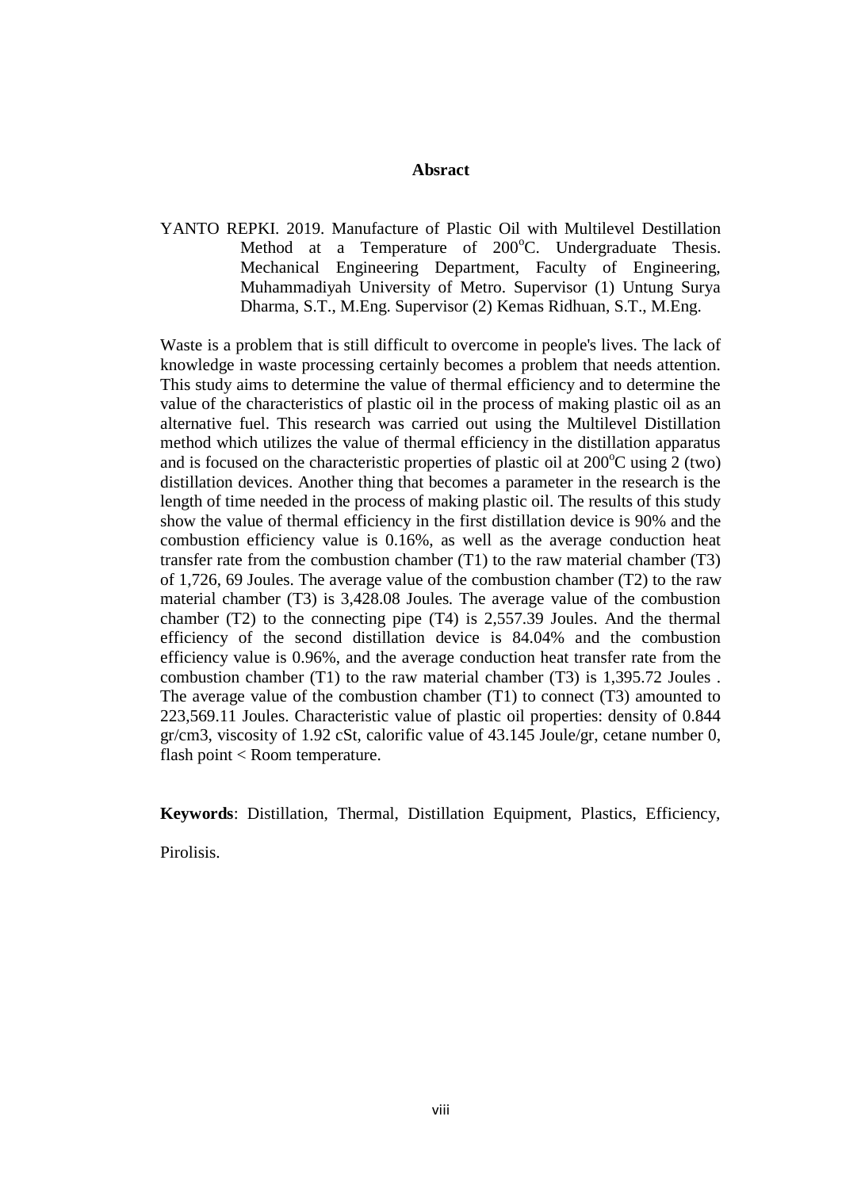**Absract**

YANTO REPKI. 2019. Manufacture of Plastic Oil with Multilevel Destillation Method at a Temperature of $200^oC$. Undergraduate Thesis. Mechanical Engineering Department, Faculty of Engineering, Muhammadiyah University of Metro. Supervisor (1) Untung Surya Dharma, S.T., M.Eng. Supervisor (2) Kemas Ridhuan, S.T., M.Eng.

Waste is a problem that is still difficult to overcome in people's lives. The lack of knowledge in waste processing certainly becomes a problem that needs attention. This study aims to determine the value of thermal efficiency and to determine the value of the characteristics of plastic oil in the process of making plastic oil as an alternative fuel. This research was carried out using the Multilevel Distillation method which utilizes the value of thermal efficiency in the distillation apparatus and is focused on the characteristic properties of plastic oil at $200^oC$ using 2 (two) distillation devices. Another thing that becomes a parameter in the research is the length of time needed in the process of making plastic oil. The results of this study show the value of thermal efficiency in the first distillation device is 90% and the combustion efficiency value is 0.16%, as well as the average conduction heat transfer rate from the combustion chamber (T1) to the raw material chamber (T3) of 1,726, 69 Joules. The average value of the combustion chamber (T2) to the raw material chamber (T3) is 3,428.08 Joules. The average value of the combustion chamber (T2) to the connecting pipe (T4) is 2,557.39 Joules. And the thermal efficiency of the second distillation device is 84.04% and the combustion efficiency value is 0.96%, and the average conduction heat transfer rate from the combustion chamber (T1) to the raw material chamber (T3) is 1,395.72 Joules . The average value of the combustion chamber (T1) to connect (T3) amounted to 223,569.11 Joules. Characteristic value of plastic oil properties: density of 0.844 gr/cm3, viscosity of 1.92 cSt, calorific value of 43.145 Joule/gr, cetane number 0, flash point < Room temperature.

**Keywords**: Distillation, Thermal, Distillation Equipment, Plastics, Efficiency, Pirolisis.